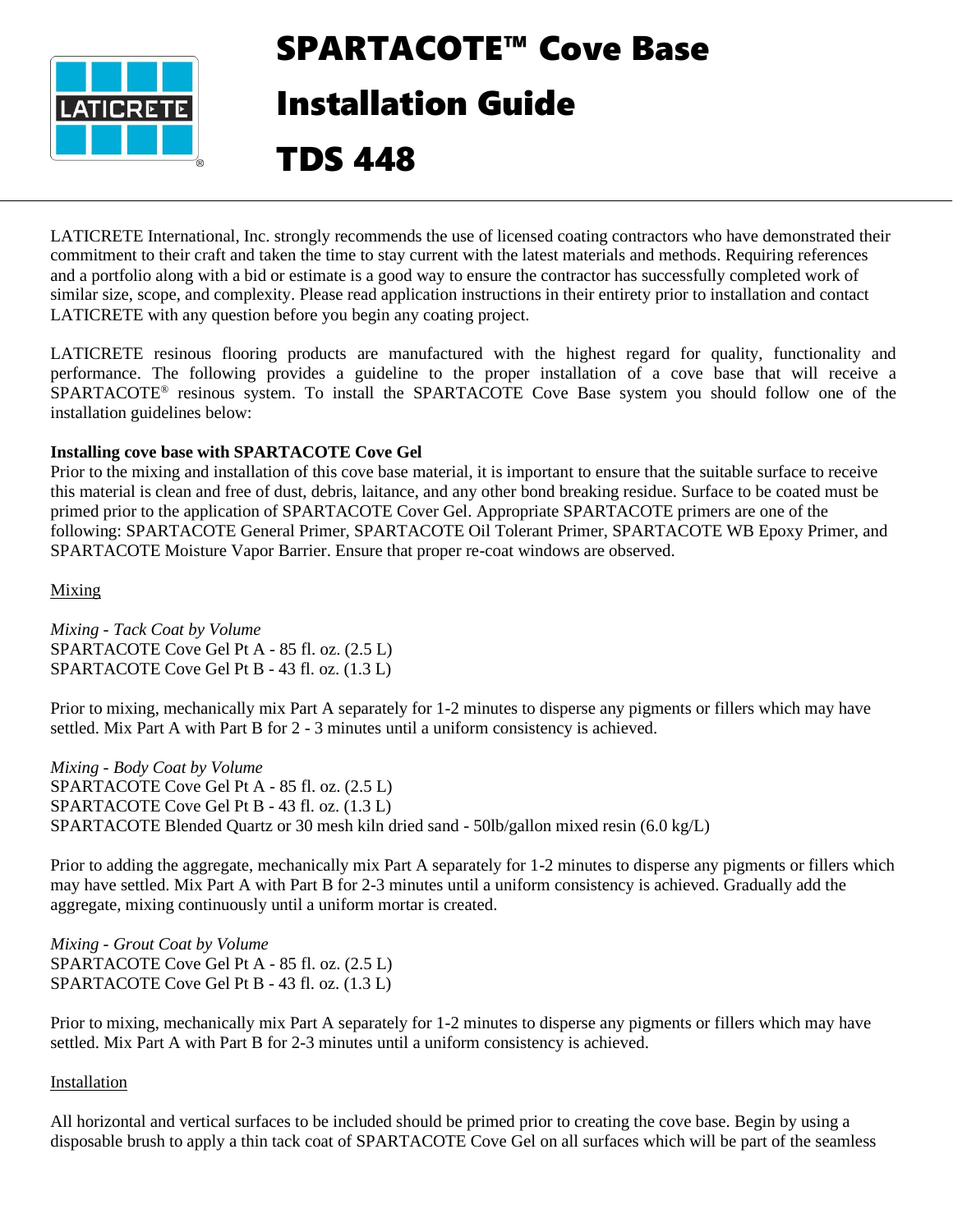# SPARTACOTE™ Cove Base Installation Guide TDS 448

LATICRETE International, Inc. strongly recommends the use of licensed coating contractors who have demonstrated their commitment to their craft and taken the time to stay current with the latest materials and methods. Requiring references and a portfolio along with a bid or estimate is a good way to ensure the contractor has successfully completed work of similar size, scope, and complexity. Please read application instructions in their entirety prior to installation and contact LATICRETE with any question before you begin any coating project.

LATICRETE resinous flooring products are manufactured with the highest regard for quality, functionality and performance. The following provides a guideline to the proper installation of a cove base that will receive a SPARTACOTE® resinous system. To install the SPARTACOTE Cove Base system you should follow one of the installation guidelines below:

**Installing cove base with SPARTACOTE Cove Gel**

Prior to the mixing and installation of this cove base material, it is important to ensure that the suitable surface to receive this material is clean and free of dust, debris, laitance, and any other bond breaking residue. Surface to be coated must be primed prior to the application of SPARTACOTE Cover Gel. Appropriate SPARTACOTE primers are one of the following: SPARTACOTE General Primer, SPARTACOTE Oil Tolerant Primer, SPARTACOTE WB Epoxy Primer, and SPARTACOTE Moisture Vapor Barrier. Ensure that proper re-coat windows are observed.

<u>Mixing</u>

*Mixing - Tack Coat by Volume*
SPARTACOTE Cove Gel Pt A - 85 fl. oz. (2.5 L)
SPARTACOTE Cove Gel Pt B - 43 fl. oz. (1.3 L)

Prior to mixing, mechanically mix Part A separately for 1-2 minutes to disperse any pigments or fillers which may have settled. Mix Part A with Part B for 2 - 3 minutes until a uniform consistency is achieved.

*Mixing - Body Coat by Volume*
SPARTACOTE Cove Gel Pt A - 85 fl. oz. (2.5 L)
SPARTACOTE Cove Gel Pt B - 43 fl. oz. (1.3 L)
SPARTACOTE Blended Quartz or 30 mesh kiln dried sand - 50lb/gallon mixed resin (6.0 kg/L)

Prior to adding the aggregate, mechanically mix Part A separately for 1-2 minutes to disperse any pigments or fillers which may have settled. Mix Part A with Part B for 2-3 minutes until a uniform consistency is achieved. Gradually add the aggregate, mixing continuously until a uniform mortar is created.

*Mixing - Grout Coat by Volume*
SPARTACOTE Cove Gel Pt A - 85 fl. oz. (2.5 L)
SPARTACOTE Cove Gel Pt B - 43 fl. oz. (1.3 L)

Prior to mixing, mechanically mix Part A separately for 1-2 minutes to disperse any pigments or fillers which may have settled. Mix Part A with Part B for 2-3 minutes until a uniform consistency is achieved.

<u>Installation</u>

All horizontal and vertical surfaces to be included should be primed prior to creating the cove base. Begin by using a disposable brush to apply a thin tack coat of SPARTACOTE Cove Gel on all surfaces which will be part of the seamless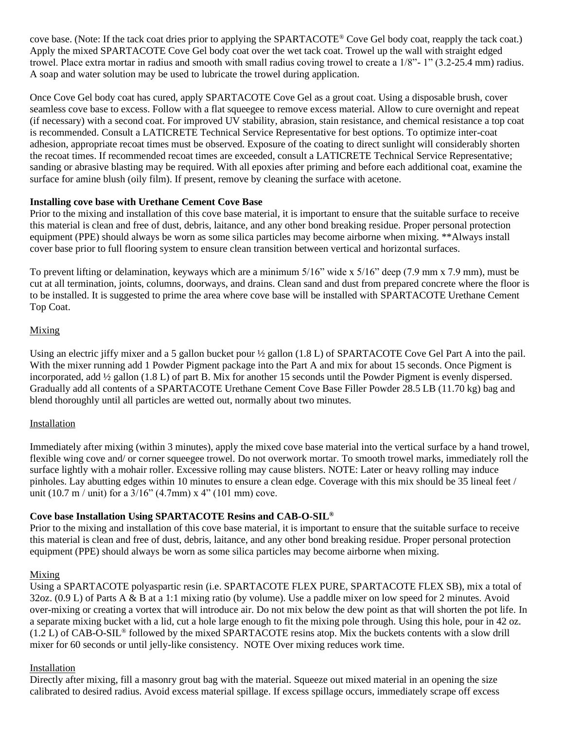cove base. (Note: If the tack coat dries prior to applying the SPARTACOTE® Cove Gel body coat, reapply the tack coat.) Apply the mixed SPARTACOTE Cove Gel body coat over the wet tack coat. Trowel up the wall with straight edged trowel. Place extra mortar in radius and smooth with small radius coving trowel to create a 1/8"- 1" (3.2-25.4 mm) radius. A soap and water solution may be used to lubricate the trowel during application.

Once Cove Gel body coat has cured, apply SPARTACOTE Cove Gel as a grout coat. Using a disposable brush, cover seamless cove base to excess. Follow with a flat squeegee to remove excess material. Allow to cure overnight and repeat (if necessary) with a second coat. For improved UV stability, abrasion, stain resistance, and chemical resistance a top coat is recommended. Consult a LATICRETE Technical Service Representative for best options. To optimize inter-coat adhesion, appropriate recoat times must be observed. Exposure of the coating to direct sunlight will considerably shorten the recoat times. If recommended recoat times are exceeded, consult a LATICRETE Technical Service Representative; sanding or abrasive blasting may be required. With all epoxies after priming and before each additional coat, examine the surface for amine blush (oily film). If present, remove by cleaning the surface with acetone.

**Installing cove base with Urethane Cement Cove Base**

Prior to the mixing and installation of this cove base material, it is important to ensure that the suitable surface to receive this material is clean and free of dust, debris, laitance, and any other bond breaking residue. Proper personal protection equipment (PPE) should always be worn as some silica particles may become airborne when mixing. **Always install cover base prior to full flooring system to ensure clean transition between vertical and horizontal surfaces.

To prevent lifting or delamination, keyways which are a minimum 5/16" wide x 5/16" deep (7.9 mm x 7.9 mm), must be cut at all termination, joints, columns, doorways, and drains. Clean sand and dust from prepared concrete where the floor is to be installed. It is suggested to prime the area where cove base will be installed with SPARTACOTE Urethane Cement Top Coat.

Mixing

Using an electric jiffy mixer and a 5 gallon bucket pour ½ gallon (1.8 L) of SPARTACOTE Cove Gel Part A into the pail. With the mixer running add 1 Powder Pigment package into the Part A and mix for about 15 seconds. Once Pigment is incorporated, add ½ gallon (1.8 L) of part B. Mix for another 15 seconds until the Powder Pigment is evenly dispersed. Gradually add all contents of a SPARTACOTE Urethane Cement Cove Base Filler Powder 28.5 LB (11.70 kg) bag and blend thoroughly until all particles are wetted out, normally about two minutes.

Installation

Immediately after mixing (within 3 minutes), apply the mixed cove base material into the vertical surface by a hand trowel, flexible wing cove and/ or corner squeegee trowel. Do not overwork mortar. To smooth trowel marks, immediately roll the surface lightly with a mohair roller. Excessive rolling may cause blisters. NOTE: Later or heavy rolling may induce pinholes. Lay abutting edges within 10 minutes to ensure a clean edge. Coverage with this mix should be 35 lineal feet / unit (10.7 m / unit) for a 3/16" (4.7mm) x 4" (101 mm) cove.

**Cove base Installation Using SPARTACOTE Resins and CAB-O-SIL®**

Prior to the mixing and installation of this cove base material, it is important to ensure that the suitable surface to receive this material is clean and free of dust, debris, laitance, and any other bond breaking residue. Proper personal protection equipment (PPE) should always be worn as some silica particles may become airborne when mixing.

Mixing

Using a SPARTACOTE polyaspartic resin (i.e. SPARTACOTE FLEX PURE, SPARTACOTE FLEX SB), mix a total of 32oz. (0.9 L) of Parts A & B at a 1:1 mixing ratio (by volume). Use a paddle mixer on low speed for 2 minutes. Avoid over-mixing or creating a vortex that will introduce air. Do not mix below the dew point as that will shorten the pot life. In a separate mixing bucket with a lid, cut a hole large enough to fit the mixing pole through. Using this hole, pour in 42 oz. (1.2 L) of CAB-O-SIL® followed by the mixed SPARTACOTE resins atop. Mix the buckets contents with a slow drill mixer for 60 seconds or until jelly-like consistency. NOTE Over mixing reduces work time.

Installation

Directly after mixing, fill a masonry grout bag with the material. Squeeze out mixed material in an opening the size calibrated to desired radius. Avoid excess material spillage. If excess spillage occurs, immediately scrape off excess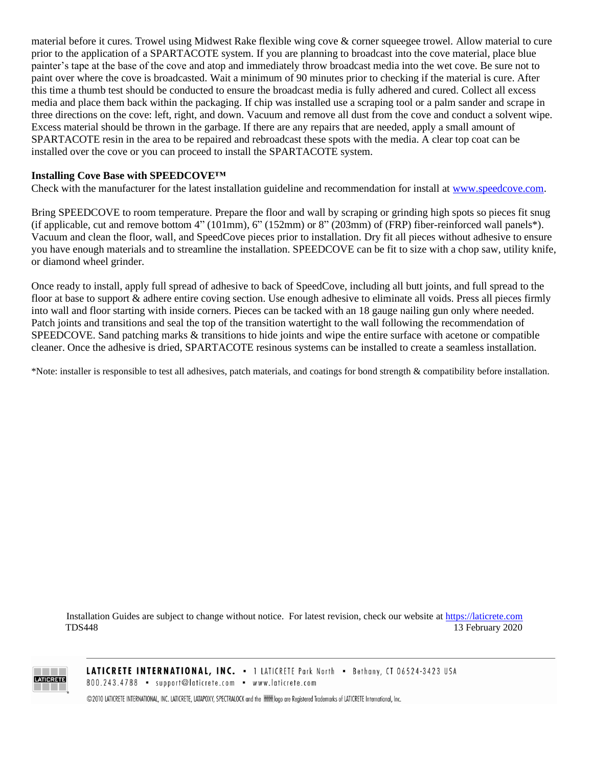material before it cures. Trowel using Midwest Rake flexible wing cove & corner squeegee trowel. Allow material to cure prior to the application of a SPARTACOTE system. If you are planning to broadcast into the cove material, place blue painter's tape at the base of the cove and atop and immediately throw broadcast media into the wet cove. Be sure not to paint over where the cove is broadcasted. Wait a minimum of 90 minutes prior to checking if the material is cure. After this time a thumb test should be conducted to ensure the broadcast media is fully adhered and cured. Collect all excess media and place them back within the packaging. If chip was installed use a scraping tool or a palm sander and scrape in three directions on the cove: left, right, and down. Vacuum and remove all dust from the cove and conduct a solvent wipe. Excess material should be thrown in the garbage. If there are any repairs that are needed, apply a small amount of SPARTACOTE resin in the area to be repaired and rebroadcast these spots with the media. A clear top coat can be installed over the cove or you can proceed to install the SPARTACOTE system.

**Installing Cove Base with SPEEDCOVE™**

Check with the manufacturer for the latest installation guideline and recommendation for install at [www.speedcove.com](www.speedcove.com).

Bring SPEEDCOVE to room temperature. Prepare the floor and wall by scraping or grinding high spots so pieces fit snug (if applicable, cut and remove bottom 4" (101mm), 6" (152mm) or 8" (203mm) of (FRP) fiber-reinforced wall panels*). Vacuum and clean the floor, wall, and SpeedCove pieces prior to installation. Dry fit all pieces without adhesive to ensure you have enough materials and to streamline the installation. SPEEDCOVE can be fit to size with a chop saw, utility knife, or diamond wheel grinder.

Once ready to install, apply full spread of adhesive to back of SpeedCove, including all butt joints, and full spread to the floor at base to support & adhere entire coving section. Use enough adhesive to eliminate all voids. Press all pieces firmly into wall and floor starting with inside corners. Pieces can be tacked with an 18 gauge nailing gun only where needed. Patch joints and transitions and seal the top of the transition watertight to the wall following the recommendation of SPEEDCOVE. Sand patching marks & transitions to hide joints and wipe the entire surface with acetone or compatible cleaner. Once the adhesive is dried, SPARTACOTE resinous systems can be installed to create a seamless installation.

*Note: installer is responsible to test all adhesives, patch materials, and coatings for bond strength & compatibility before installation.

Installation Guides are subject to change without notice. For latest revision, check our website at [https://laticrete.com](https://laticrete.com)

TDS448 13 February 2020

**LATICRETE INTERNATIONAL, INC.** ▪ 1 LATICRETE Park North ▪ Bethany, CT 06524-3423 USA
800.243.4788 ▪ support@laticrete.com ▪ www.laticrete.com

©2010 LATICRETE INTERNATIONAL, INC. LATICRETE, LATAPOXY, SPECTRALOCK and the logo are Registered Trademarks of LATICRETE International, Inc.